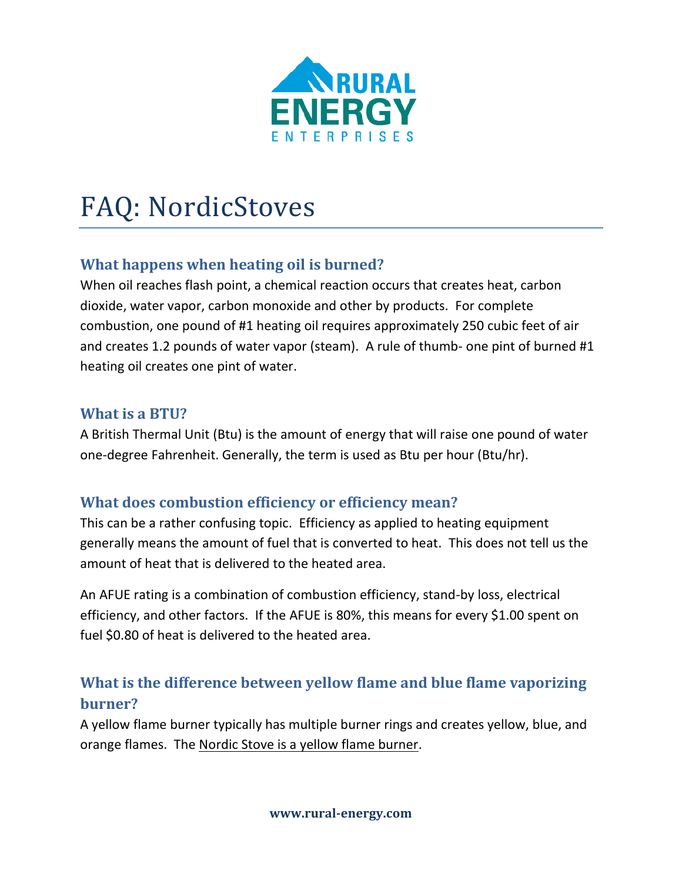# FAQ: NordicStoves

## What happens when heating oil is burned?

When oil reaches flash point, a chemical reaction occurs that creates heat, carbon dioxide, water vapor, carbon monoxide and other by products. For complete combustion, one pound of #1 heating oil requires approximately 250 cubic feet of air and creates 1.2 pounds of water vapor (steam). A rule of thumb- one pint of burned #1 heating oil creates one pint of water.

## What is a BTU?

A British Thermal Unit (Btu) is the amount of energy that will raise one pound of water one-degree Fahrenheit. Generally, the term is used as Btu per hour (Btu/hr).

## What does combustion efficiency or efficiency mean?

This can be a rather confusing topic. Efficiency as applied to heating equipment generally means the amount of fuel that is converted to heat. This does not tell us the amount of heat that is delivered to the heated area.

An AFUE rating is a combination of combustion efficiency, stand-by loss, electrical efficiency, and other factors. If the AFUE is 80%, this means for every $1.00 spent on fuel $0.80 of heat is delivered to the heated area.

## What is the difference between yellow flame and blue flame vaporizing burner?

A yellow flame burner typically has multiple burner rings and creates yellow, blue, and orange flames. The Nordic Stove is a yellow flame burner.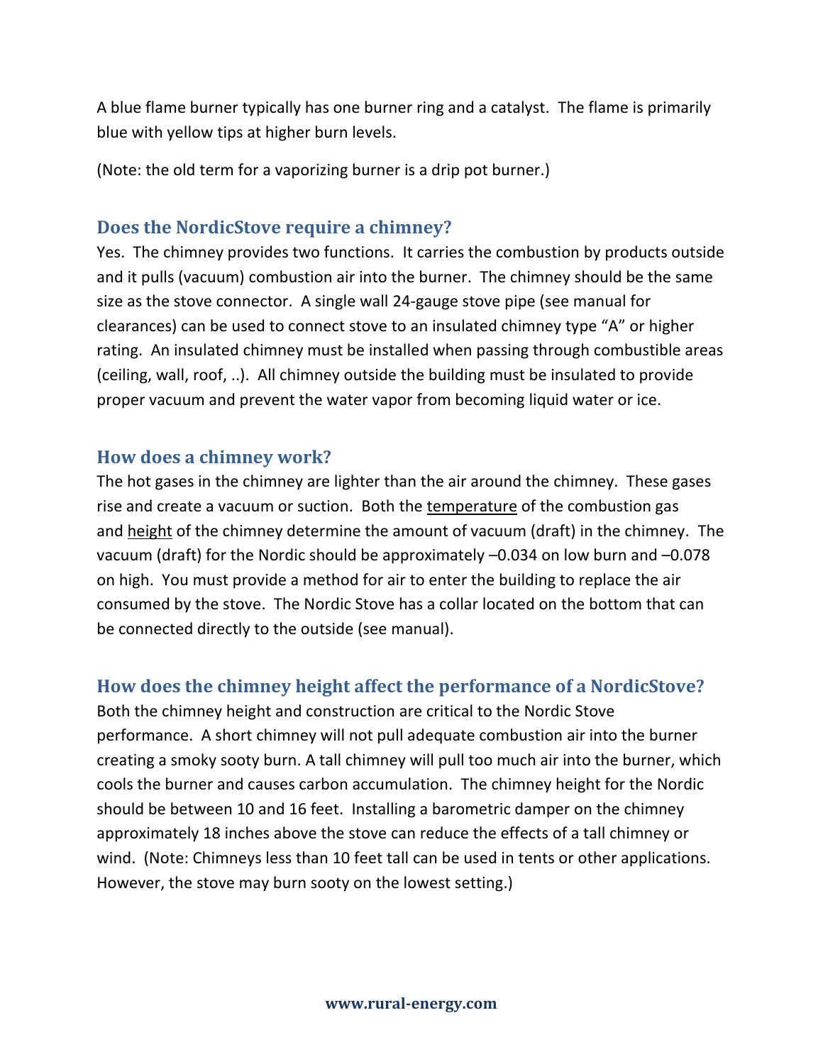A blue flame burner typically has one burner ring and a catalyst. The flame is primarily blue with yellow tips at higher burn levels.

(Note: the old term for a vaporizing burner is a drip pot burner.)

## Does the NordicStove require a chimney?

Yes. The chimney provides two functions. It carries the combustion by products outside and it pulls (vacuum) combustion air into the burner. The chimney should be the same size as the stove connector. A single wall 24-gauge stove pipe (see manual for clearances) can be used to connect stove to an insulated chimney type "A" or higher rating. An insulated chimney must be installed when passing through combustible areas (ceiling, wall, roof, ..). All chimney outside the building must be insulated to provide proper vacuum and prevent the water vapor from becoming liquid water or ice.

## How does a chimney work?

The hot gases in the chimney are lighter than the air around the chimney. These gases rise and create a vacuum or suction. Both the temperature of the combustion gas and height of the chimney determine the amount of vacuum (draft) in the chimney. The vacuum (draft) for the Nordic should be approximately –0.034 on low burn and –0.078 on high. You must provide a method for air to enter the building to replace the air consumed by the stove. The Nordic Stove has a collar located on the bottom that can be connected directly to the outside (see manual).

## How does the chimney height affect the performance of a NordicStove?

Both the chimney height and construction are critical to the Nordic Stove performance. A short chimney will not pull adequate combustion air into the burner creating a smoky sooty burn. A tall chimney will pull too much air into the burner, which cools the burner and causes carbon accumulation. The chimney height for the Nordic should be between 10 and 16 feet. Installing a barometric damper on the chimney approximately 18 inches above the stove can reduce the effects of a tall chimney or wind. (Note: Chimneys less than 10 feet tall can be used in tents or other applications. However, the stove may burn sooty on the lowest setting.)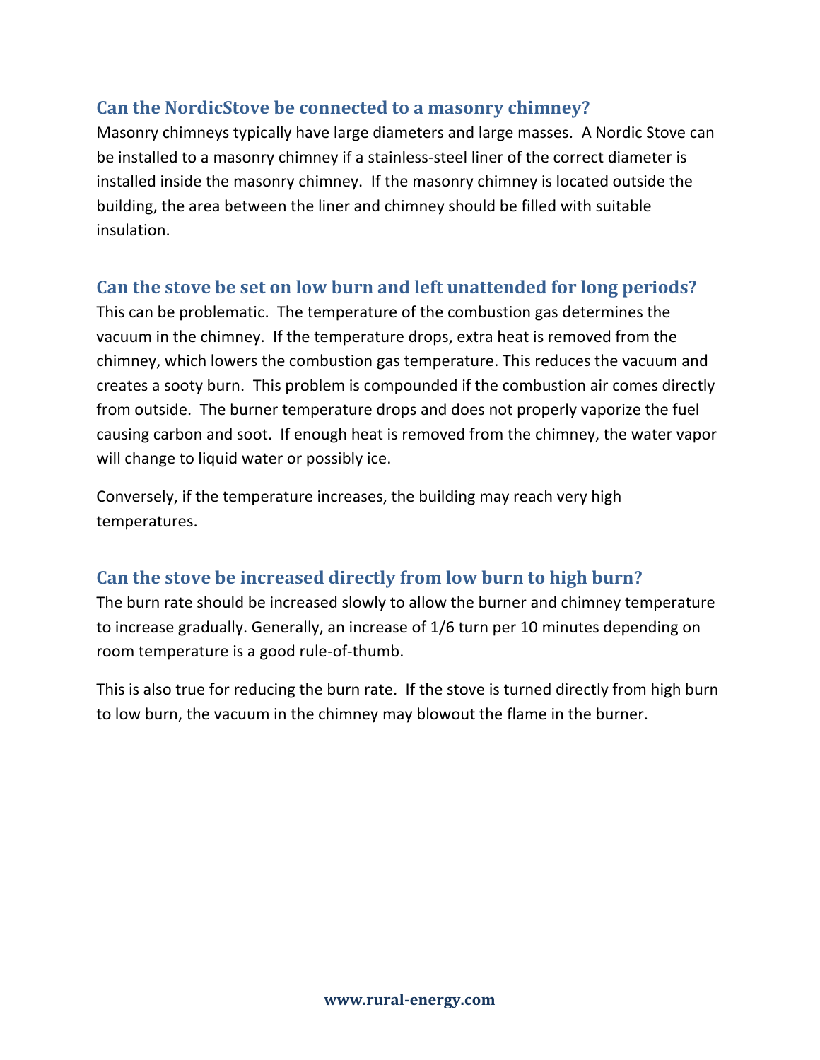## Can the NordicStove be connected to a masonry chimney?

Masonry chimneys typically have large diameters and large masses. A Nordic Stove can be installed to a masonry chimney if a stainless-steel liner of the correct diameter is installed inside the masonry chimney. If the masonry chimney is located outside the building, the area between the liner and chimney should be filled with suitable insulation.

## Can the stove be set on low burn and left unattended for long periods?

This can be problematic. The temperature of the combustion gas determines the vacuum in the chimney. If the temperature drops, extra heat is removed from the chimney, which lowers the combustion gas temperature. This reduces the vacuum and creates a sooty burn. This problem is compounded if the combustion air comes directly from outside. The burner temperature drops and does not properly vaporize the fuel causing carbon and soot. If enough heat is removed from the chimney, the water vapor will change to liquid water or possibly ice.

Conversely, if the temperature increases, the building may reach very high temperatures.

## Can the stove be increased directly from low burn to high burn?

The burn rate should be increased slowly to allow the burner and chimney temperature to increase gradually. Generally, an increase of 1/6 turn per 10 minutes depending on room temperature is a good rule-of-thumb.

This is also true for reducing the burn rate. If the stove is turned directly from high burn to low burn, the vacuum in the chimney may blowout the flame in the burner.